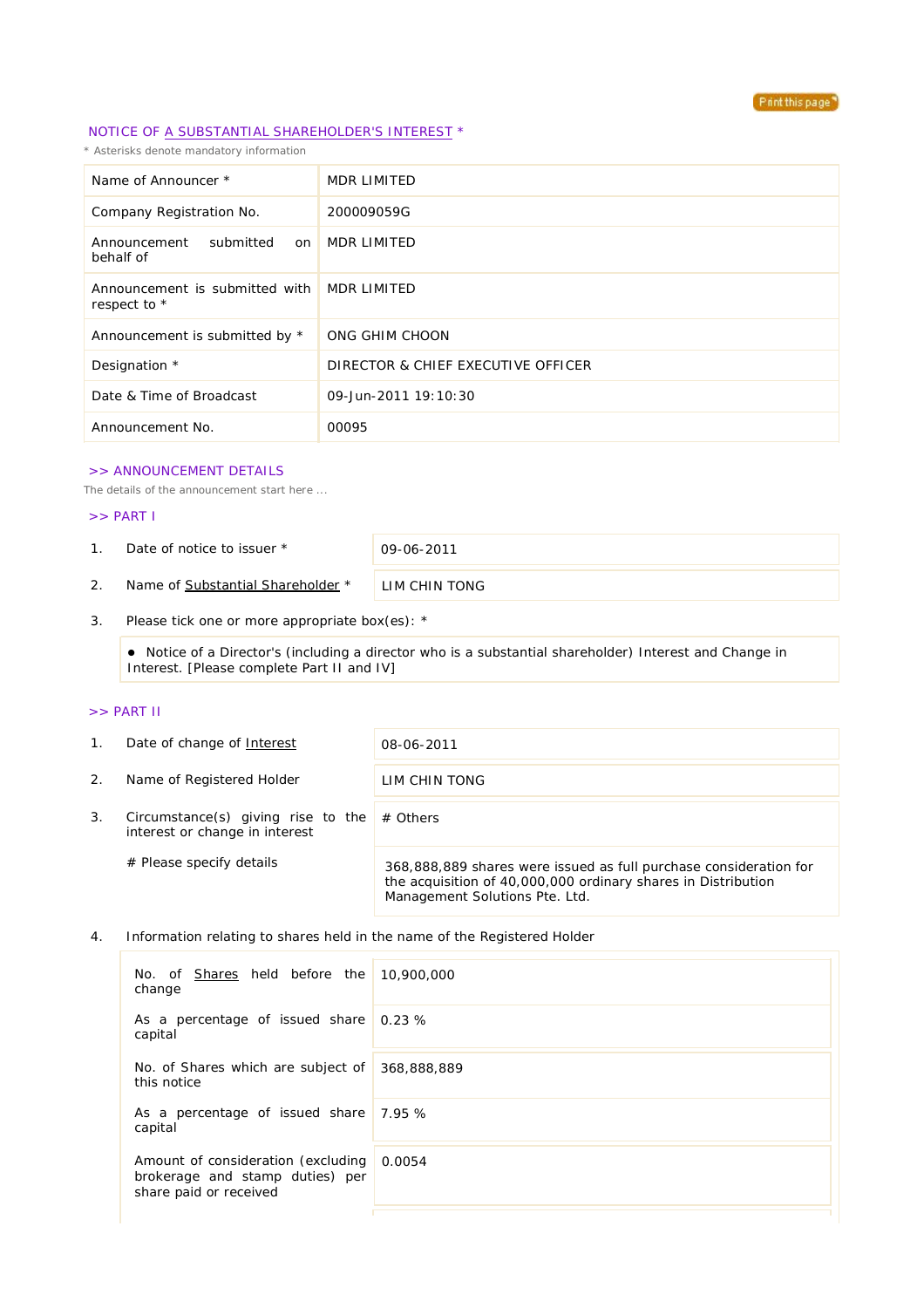## NOTICE OF A SUBSTANTIAL SHAREHOLDER'S INTEREST *

* Asterisks denote mandatory information

| | |
|---|---|
| Name of Announcer * | MDR LIMITED |
| Company Registration No. | 200009059G |
| Announcement submitted on behalf of | MDR LIMITED |
| Announcement is submitted with respect to * | MDR LIMITED |
| Announcement is submitted by * | ONG GHIM CHOON |
| Designation * | DIRECTOR & CHIEF EXECUTIVE OFFICER |
| Date & Time of Broadcast | 09-Jun-2011 19:10:30 |
| Announcement No. | 00095 |

### >> ANNOUNCEMENT DETAILS

The details of the announcement start here ...

### >> PART I

| | | |
|---|---|---|
| 1. | Date of notice to issuer * | 09-06-2011 |
| 2. | Name of Substantial Shareholder * | LIM CHIN TONG |

3. Please tick one or more appropriate box(es): *

- Notice of a Director's (including a director who is a substantial shareholder) Interest and Change in Interest. [Please complete Part II and IV]

### >> PART II

| | | |
|---|---|---|
| 1. | Date of change of Interest | 08-06-2011 |
| 2. | Name of Registered Holder | LIM CHIN TONG |
| 3. | Circumstance(s) giving rise to the interest or change in interest | # Others |
| | # Please specify details | 368,888,889 shares were issued as full purchase consideration for the acquisition of 40,000,000 ordinary shares in Distribution Management Solutions Pte. Ltd. |

4. Information relating to shares held in the name of the Registered Holder

| | |
|---|---|
| No. of Shares held before the change | 10,900,000 |
| As a percentage of issued share capital | 0.23 % |
| No. of Shares which are subject of this notice | 368,888,889 |
| As a percentage of issued share capital | 7.95 % |
| Amount of consideration (excluding brokerage and stamp duties) per share paid or received | 0.0054 |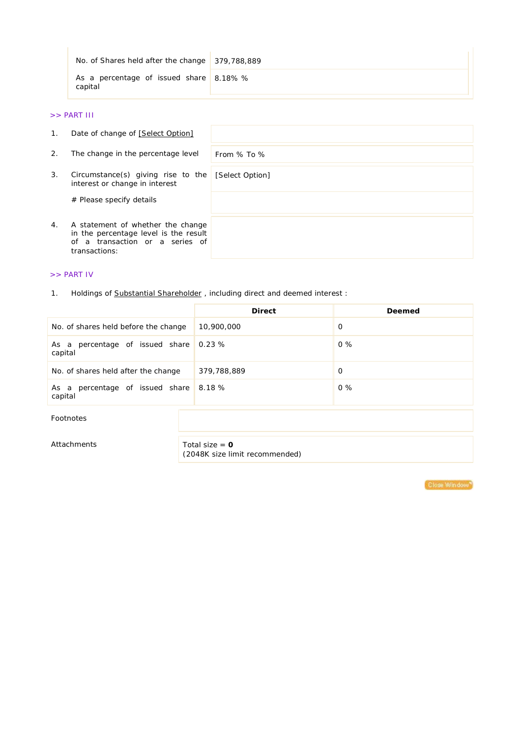| | |
|---|---|
| No. of Shares held after the change | 379,788,889 |
| As a percentage of issued share capital | 8.18% % |

>> PART III

| | | |
|---|---|---|
| 1. | Date of change of [Select Option] | |
| 2. | The change in the percentage level | From % To % |
| 3. | Circumstance(s) giving rise to the interest or change in interest | [Select Option] |
| | # Please specify details | |
| 4. | A statement of whether the change in the percentage level is the result of a transaction or a series of transactions: | |

>> PART IV

1. Holdings of Substantial Shareholder , including direct and deemed interest :

| | Direct | Deemed |
|---|---|---|
| No. of shares held before the change | 10,900,000 | 0 |
| As a percentage of issued share capital | 0.23 % | 0 % |
| No. of shares held after the change | 379,788,889 | 0 |
| As a percentage of issued share capital | 8.18 % | 0 % |

| | |
|---|---|
| Footnotes | |
| Attachments | Total size = **0**<br>(2048K size limit recommended) |

Close Window